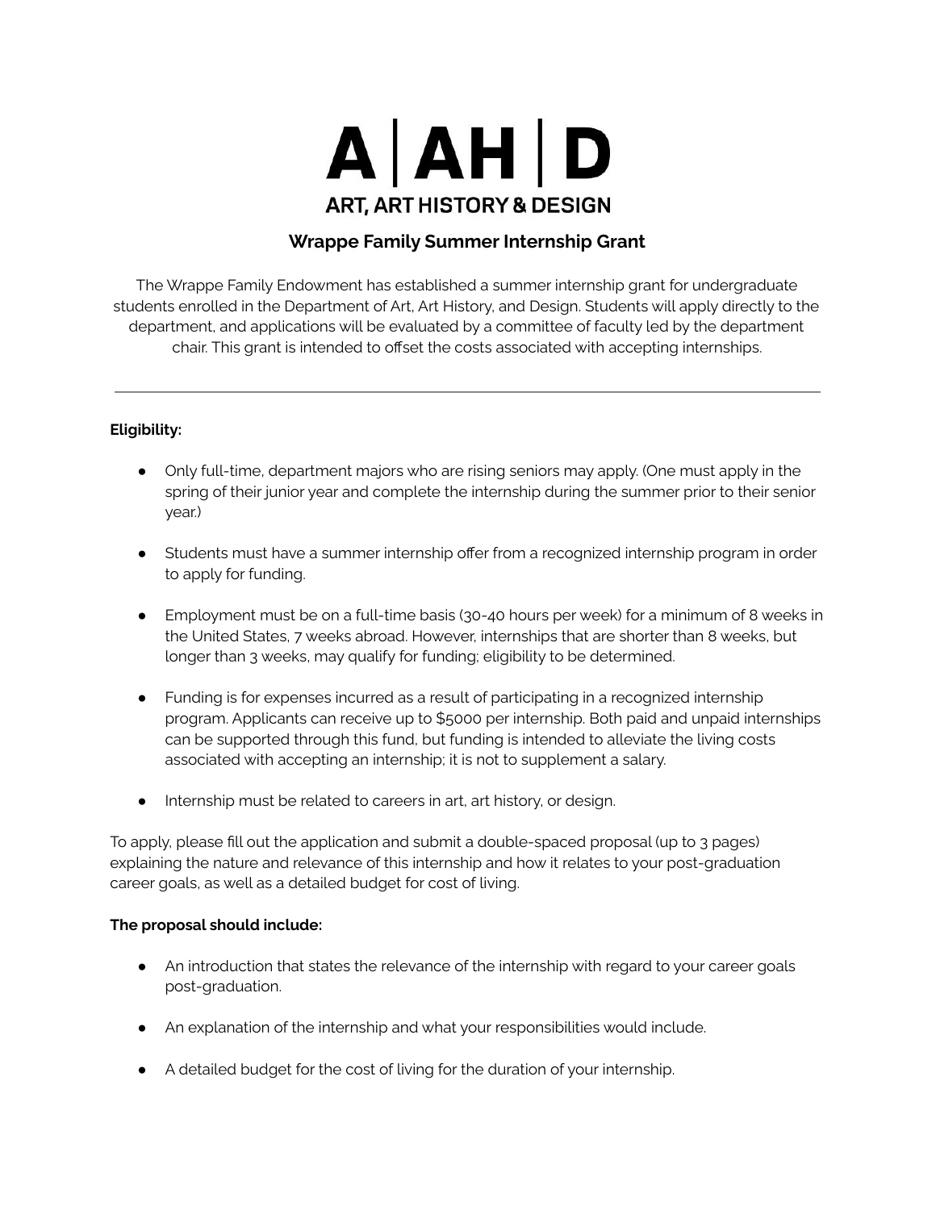# A | AH | D

**ART, ART HISTORY & DESIGN**

## Wrappe Family Summer Internship Grant

The Wrappe Family Endowment has established a summer internship grant for undergraduate students enrolled in the Department of Art, Art History, and Design. Students will apply directly to the department, and applications will be evaluated by a committee of faculty led by the department chair. This grant is intended to offset the costs associated with accepting internships.

---

**Eligibility:**

- Only full-time, department majors who are rising seniors may apply. (One must apply in the spring of their junior year and complete the internship during the summer prior to their senior year.)

- Students must have a summer internship offer from a recognized internship program in order to apply for funding.

- Employment must be on a full-time basis (30-40 hours per week) for a minimum of 8 weeks in the United States, 7 weeks abroad. However, internships that are shorter than 8 weeks, but longer than 3 weeks, may qualify for funding; eligibility to be determined.

- Funding is for expenses incurred as a result of participating in a recognized internship program. Applicants can receive up to $5000 per internship. Both paid and unpaid internships can be supported through this fund, but funding is intended to alleviate the living costs associated with accepting an internship; it is not to supplement a salary.

- Internship must be related to careers in art, art history, or design.

To apply, please fill out the application and submit a double-spaced proposal (up to 3 pages) explaining the nature and relevance of this internship and how it relates to your post-graduation career goals, as well as a detailed budget for cost of living.

**The proposal should include:**

- An introduction that states the relevance of the internship with regard to your career goals post-graduation.

- An explanation of the internship and what your responsibilities would include.

- A detailed budget for the cost of living for the duration of your internship.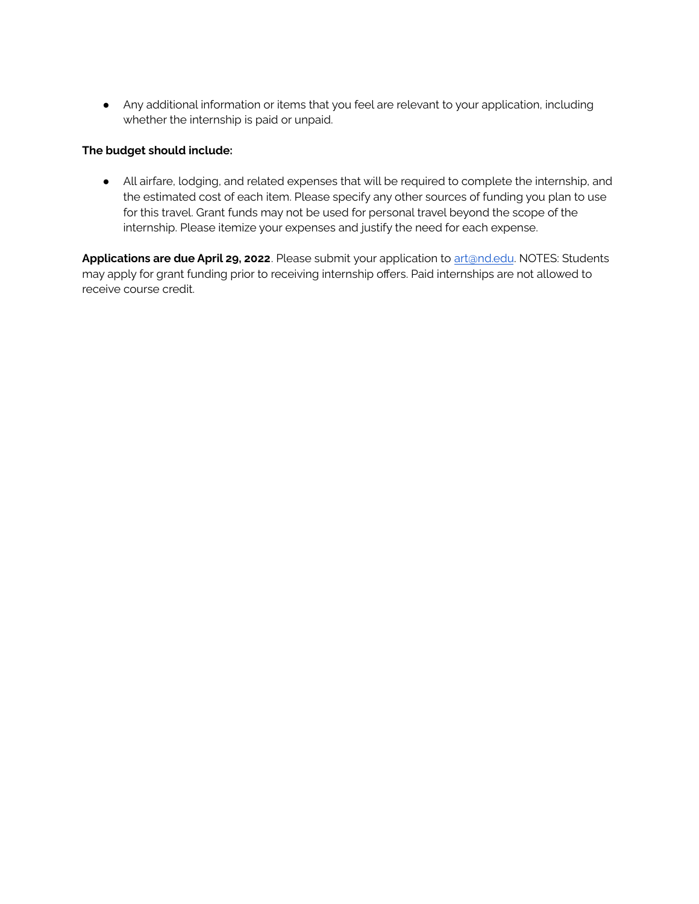- Any additional information or items that you feel are relevant to your application, including whether the internship is paid or unpaid.

**The budget should include:**

- All airfare, lodging, and related expenses that will be required to complete the internship, and the estimated cost of each item. Please specify any other sources of funding you plan to use for this travel. Grant funds may not be used for personal travel beyond the scope of the internship. Please itemize your expenses and justify the need for each expense.

**Applications are due April 29, 2022**. Please submit your application to [art@nd.edu](mailto:art@nd.edu). NOTES: Students may apply for grant funding prior to receiving internship offers. Paid internships are not allowed to receive course credit.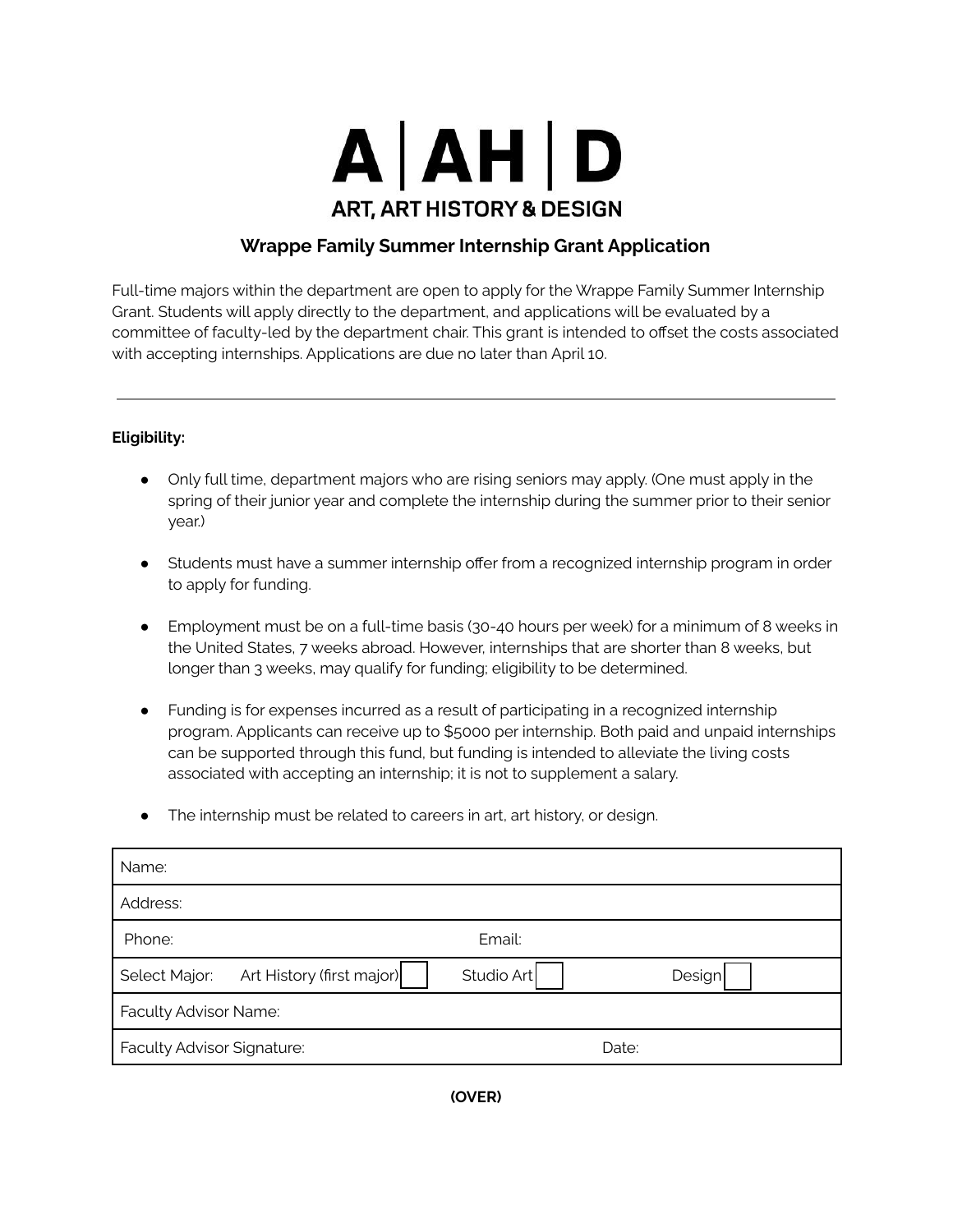# A | AH | D

**ART, ART HISTORY & DESIGN**

## Wrappe Family Summer Internship Grant Application

Full-time majors within the department are open to apply for the Wrappe Family Summer Internship Grant. Students will apply directly to the department, and applications will be evaluated by a committee of faculty-led by the department chair. This grant is intended to offset the costs associated with accepting internships. Applications are due no later than April 10.

---

**Eligibility:**

- Only full time, department majors who are rising seniors may apply. (One must apply in the spring of their junior year and complete the internship during the summer prior to their senior year.)

- Students must have a summer internship offer from a recognized internship program in order to apply for funding.

- Employment must be on a full-time basis (30-40 hours per week) for a minimum of 8 weeks in the United States, 7 weeks abroad. However, internships that are shorter than 8 weeks, but longer than 3 weeks, may qualify for funding; eligibility to be determined.

- Funding is for expenses incurred as a result of participating in a recognized internship program. Applicants can receive up to $5000 per internship. Both paid and unpaid internships can be supported through this fund, but funding is intended to alleviate the living costs associated with accepting an internship; it is not to supplement a salary.

- The internship must be related to careers in art, art history, or design.

| Name: | | |
|---|---|---|
| Address: | | |
| Phone: | Email: | |
| Select Major: Art History (first major) ☐ | Studio Art ☐ | Design ☐ |
| Faculty Advisor Name: | | |
| Faculty Advisor Signature: | | Date: |

**(OVER)**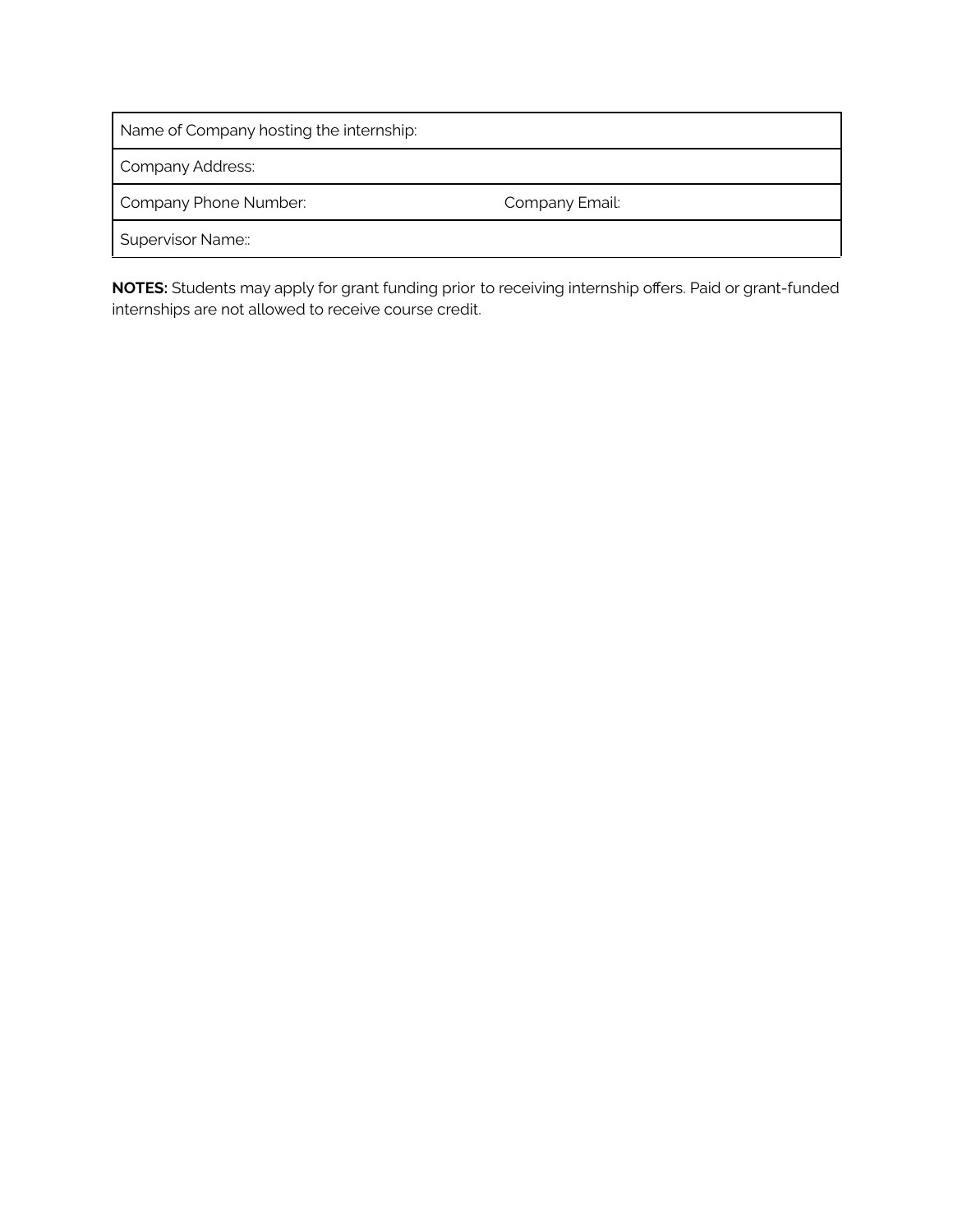| | |
|---|---|
| Name of Company hosting the internship: | |
| Company Address: | |
| Company Phone Number: | Company Email: |
| Supervisor Name:: | |

**NOTES:** Students may apply for grant funding prior to receiving internship offers. Paid or grant-funded internships are not allowed to receive course credit.